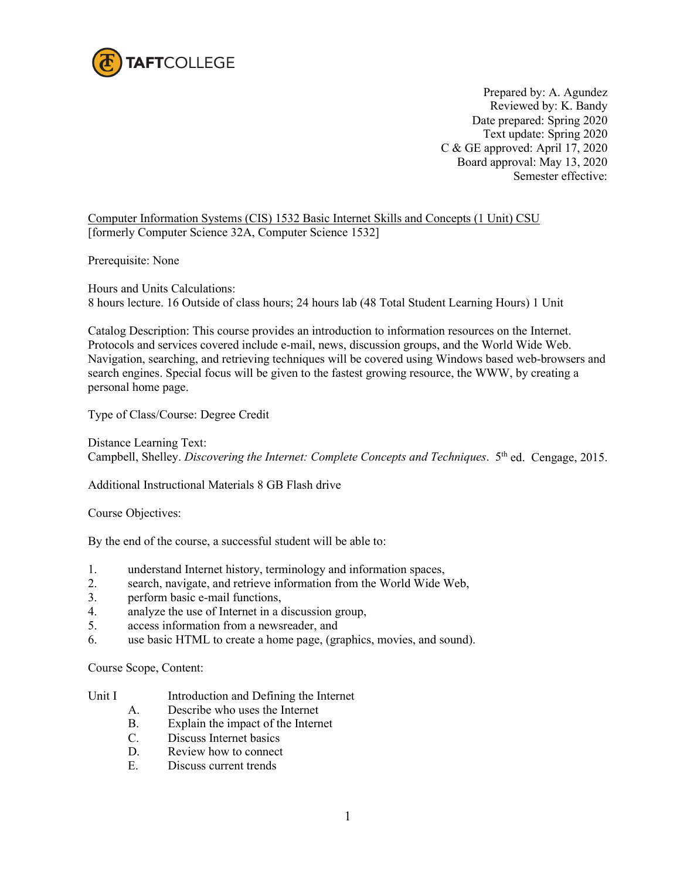TAFTCOLLEGE

Prepared by: A. Agundez
Reviewed by: K. Bandy
Date prepared: Spring 2020
Text update: Spring 2020
C & GE approved: April 17, 2020
Board approval: May 13, 2020
Semester effective:

Computer Information Systems (CIS) 1532 Basic Internet Skills and Concepts (1 Unit) CSU
[formerly Computer Science 32A, Computer Science 1532]

Prerequisite: None

Hours and Units Calculations:
8 hours lecture. 16 Outside of class hours; 24 hours lab (48 Total Student Learning Hours) 1 Unit

Catalog Description: This course provides an introduction to information resources on the Internet. Protocols and services covered include e-mail, news, discussion groups, and the World Wide Web. Navigation, searching, and retrieving techniques will be covered using Windows based web-browsers and search engines. Special focus will be given to the fastest growing resource, the WWW, by creating a personal home page.

Type of Class/Course: Degree Credit

Distance Learning Text:
Campbell, Shelley. *Discovering the Internet: Complete Concepts and Techniques*. 5th ed. Cengage, 2015.

Additional Instructional Materials 8 GB Flash drive

Course Objectives:

By the end of the course, a successful student will be able to:

1. understand Internet history, terminology and information spaces,
2. search, navigate, and retrieve information from the World Wide Web,
3. perform basic e-mail functions,
4. analyze the use of Internet in a discussion group,
5. access information from a newsreader, and
6. use basic HTML to create a home page, (graphics, movies, and sound).

Course Scope, Content:

Unit I Introduction and Defining the Internet

- A. Describe who uses the Internet
- B. Explain the impact of the Internet
- C. Discuss Internet basics
- D. Review how to connect
- E. Discuss current trends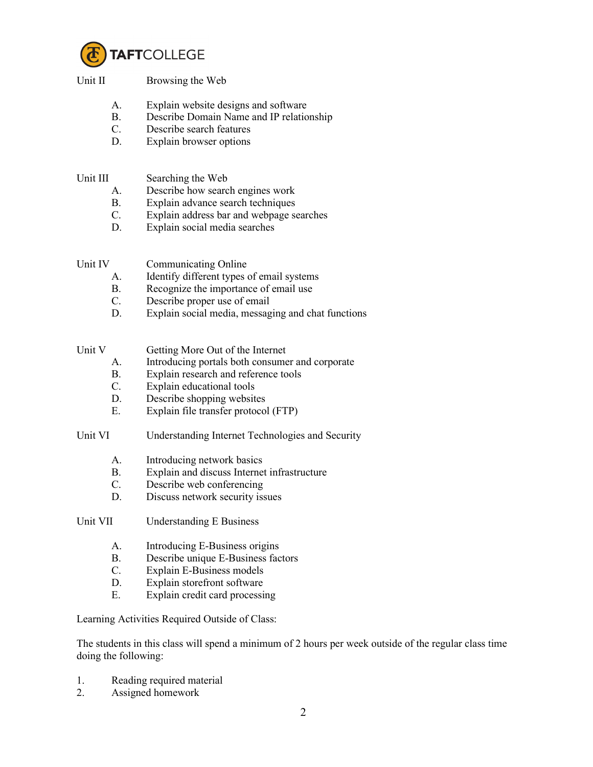Unit II Browsing the Web

A. Explain website designs and software
B. Describe Domain Name and IP relationship
C. Describe search features
D. Explain browser options

Unit III Searching the Web

A. Describe how search engines work
B. Explain advance search techniques
C. Explain address bar and webpage searches
D. Explain social media searches

Unit IV Communicating Online

A. Identify different types of email systems
B. Recognize the importance of email use
C. Describe proper use of email
D. Explain social media, messaging and chat functions

Unit V Getting More Out of the Internet

A. Introducing portals both consumer and corporate
B. Explain research and reference tools
C. Explain educational tools
D. Describe shopping websites
E. Explain file transfer protocol (FTP)

Unit VI Understanding Internet Technologies and Security

A. Introducing network basics
B. Explain and discuss Internet infrastructure
C. Describe web conferencing
D. Discuss network security issues

Unit VII Understanding E Business

A. Introducing E-Business origins
B. Describe unique E-Business factors
C. Explain E-Business models
D. Explain storefront software
E. Explain credit card processing

Learning Activities Required Outside of Class:

The students in this class will spend a minimum of 2 hours per week outside of the regular class time doing the following:

1. Reading required material
2. Assigned homework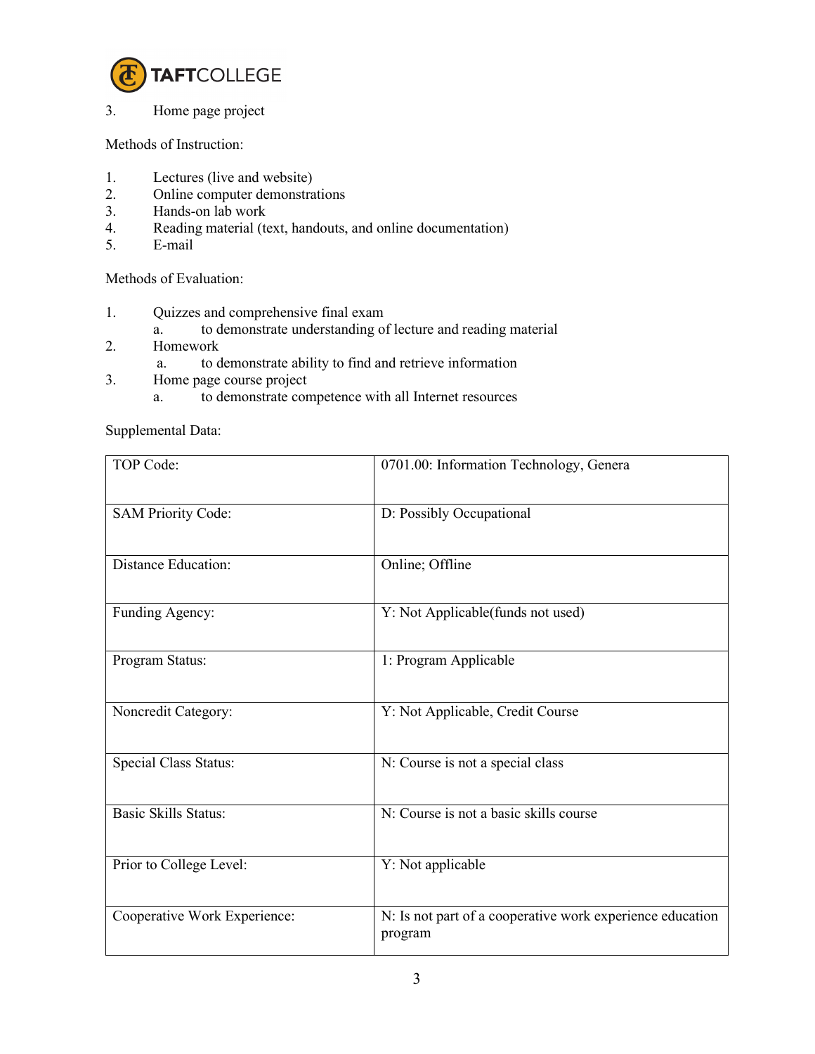3. Home page project

Methods of Instruction:

1. Lectures (live and website)
2. Online computer demonstrations
3. Hands-on lab work
4. Reading material (text, handouts, and online documentation)
5. E-mail

Methods of Evaluation:

1. Quizzes and comprehensive final exam
   a. to demonstrate understanding of lecture and reading material
2. Homework
   a. to demonstrate ability to find and retrieve information
3. Home page course project
   a. to demonstrate competence with all Internet resources

Supplemental Data:

| | |
|---|---|
| TOP Code: | 0701.00: Information Technology, Genera |
| SAM Priority Code: | D: Possibly Occupational |
| Distance Education: | Online; Offline |
| Funding Agency: | Y: Not Applicable(funds not used) |
| Program Status: | 1: Program Applicable |
| Noncredit Category: | Y: Not Applicable, Credit Course |
| Special Class Status: | N: Course is not a special class |
| Basic Skills Status: | N: Course is not a basic skills course |
| Prior to College Level: | Y: Not applicable |
| Cooperative Work Experience: | N: Is not part of a cooperative work experience education program |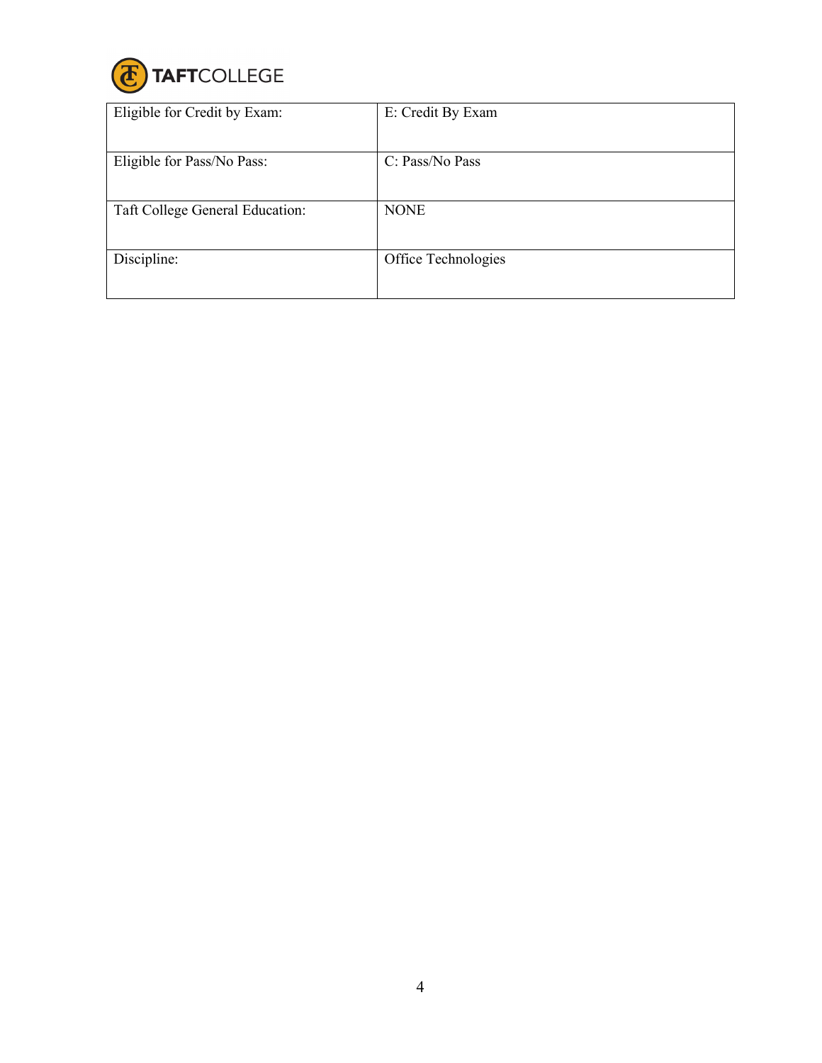| | |
|---|---|
| Eligible for Credit by Exam: | E: Credit By Exam |
| Eligible for Pass/No Pass: | C: Pass/No Pass |
| Taft College General Education: | NONE |
| Discipline: | Office Technologies |